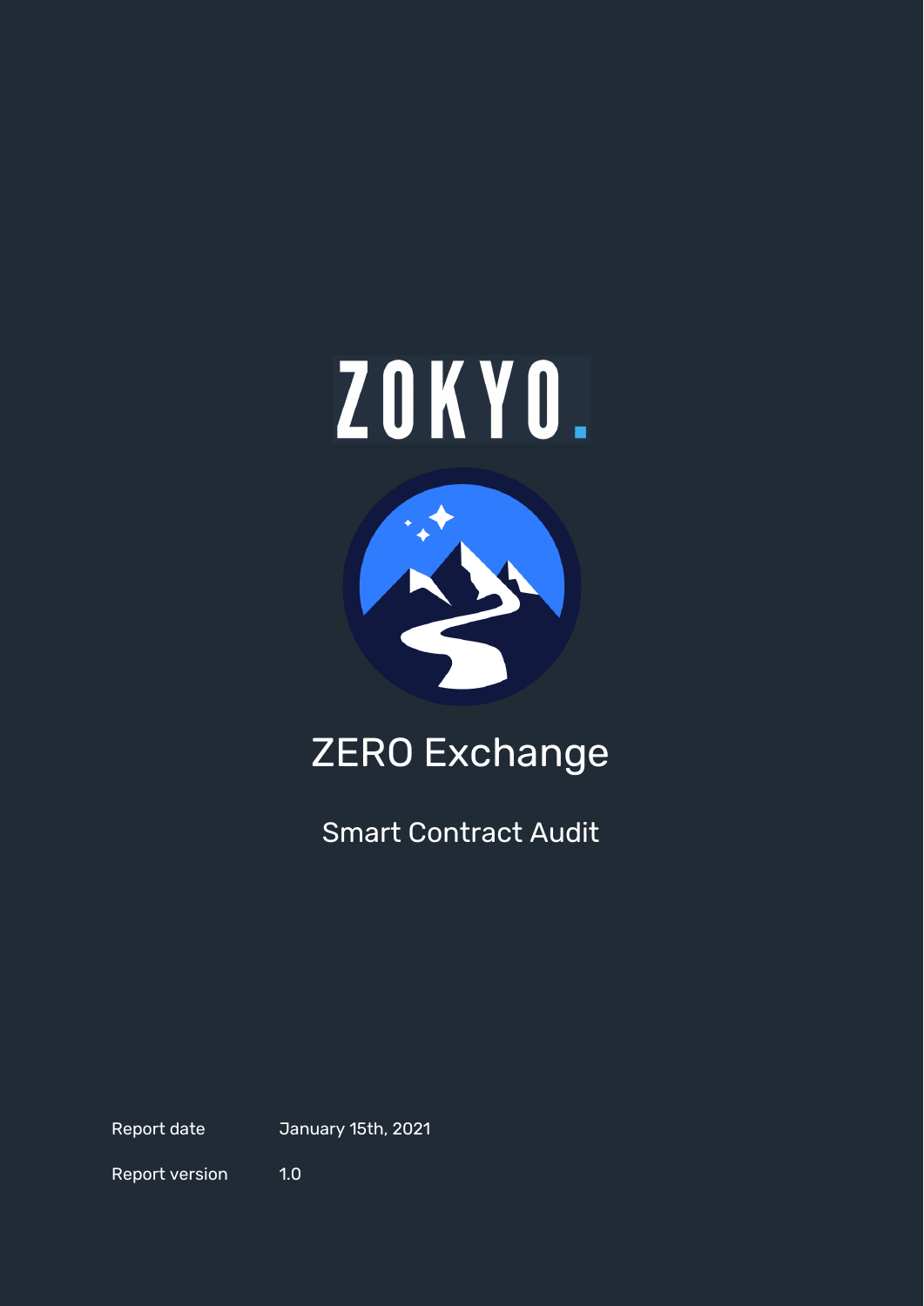ZOKYO.

# ZERO Exchange

## Smart Contract Audit

| | |
|---|---|
| Report date | January 15th, 2021 |
| Report version | 1.0 |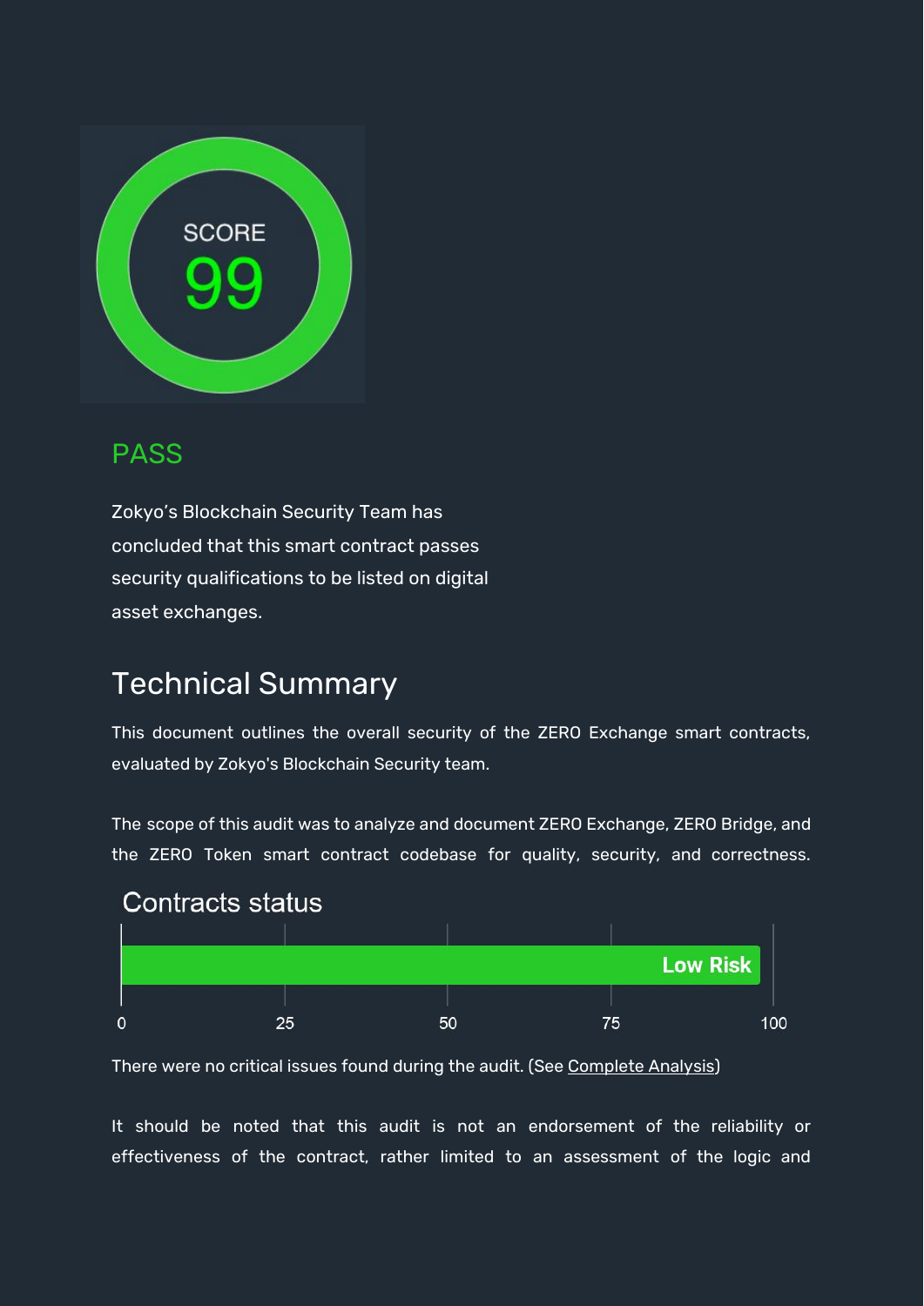SCORE

99

PASS

Zokyo's Blockchain Security Team has concluded that this smart contract passes security qualifications to be listed on digital asset exchanges.

## Technical Summary

This document outlines the overall security of the ZERO Exchange smart contracts, evaluated by Zokyo's Blockchain Security team.

The scope of this audit was to analyze and document ZERO Exchange, ZERO Bridge, and the ZERO Token smart contract codebase for quality, security, and correctness.

### Contracts status

Low Risk

0 25 50 75 100

There were no critical issues found during the audit. (See Complete Analysis)

It should be noted that this audit is not an endorsement of the reliability or effectiveness of the contract, rather limited to an assessment of the logic and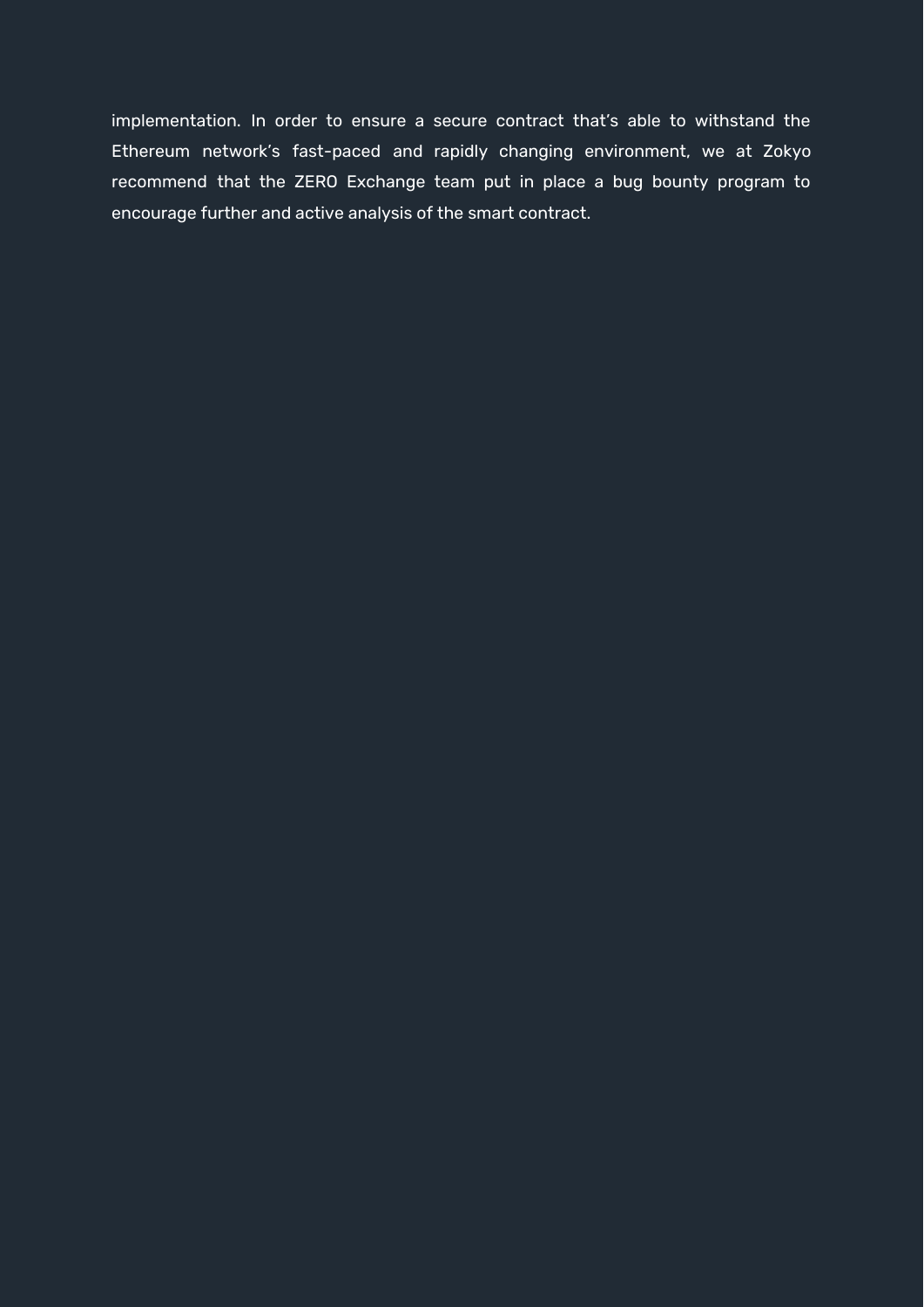implementation. In order to ensure a secure contract that's able to withstand the Ethereum network's fast-paced and rapidly changing environment, we at Zokyo recommend that the ZERO Exchange team put in place a bug bounty program to encourage further and active analysis of the smart contract.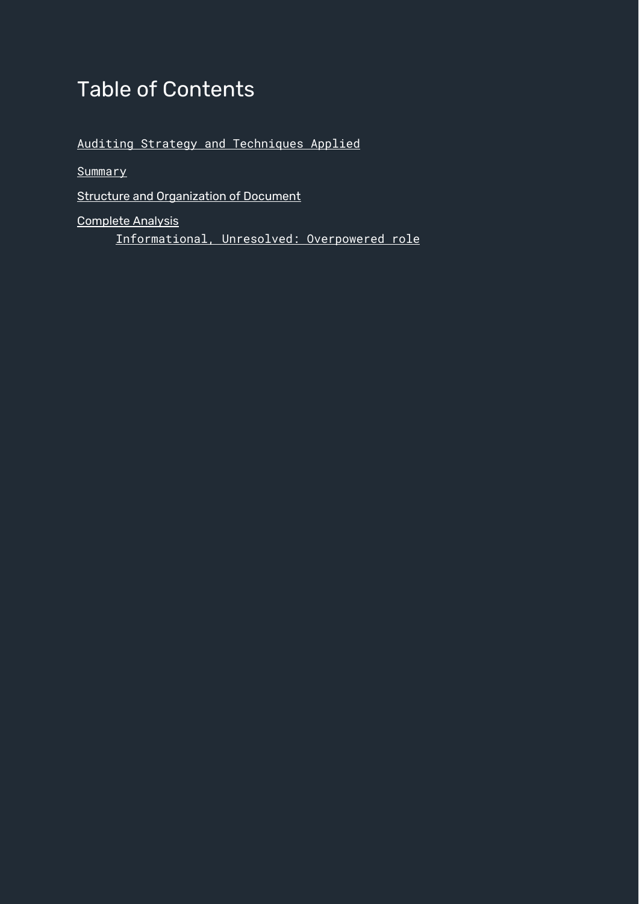# Table of Contents

Auditing Strategy and Techniques Applied

Summary

Structure and Organization of Document

Complete Analysis

- Informational, Unresolved: Overpowered role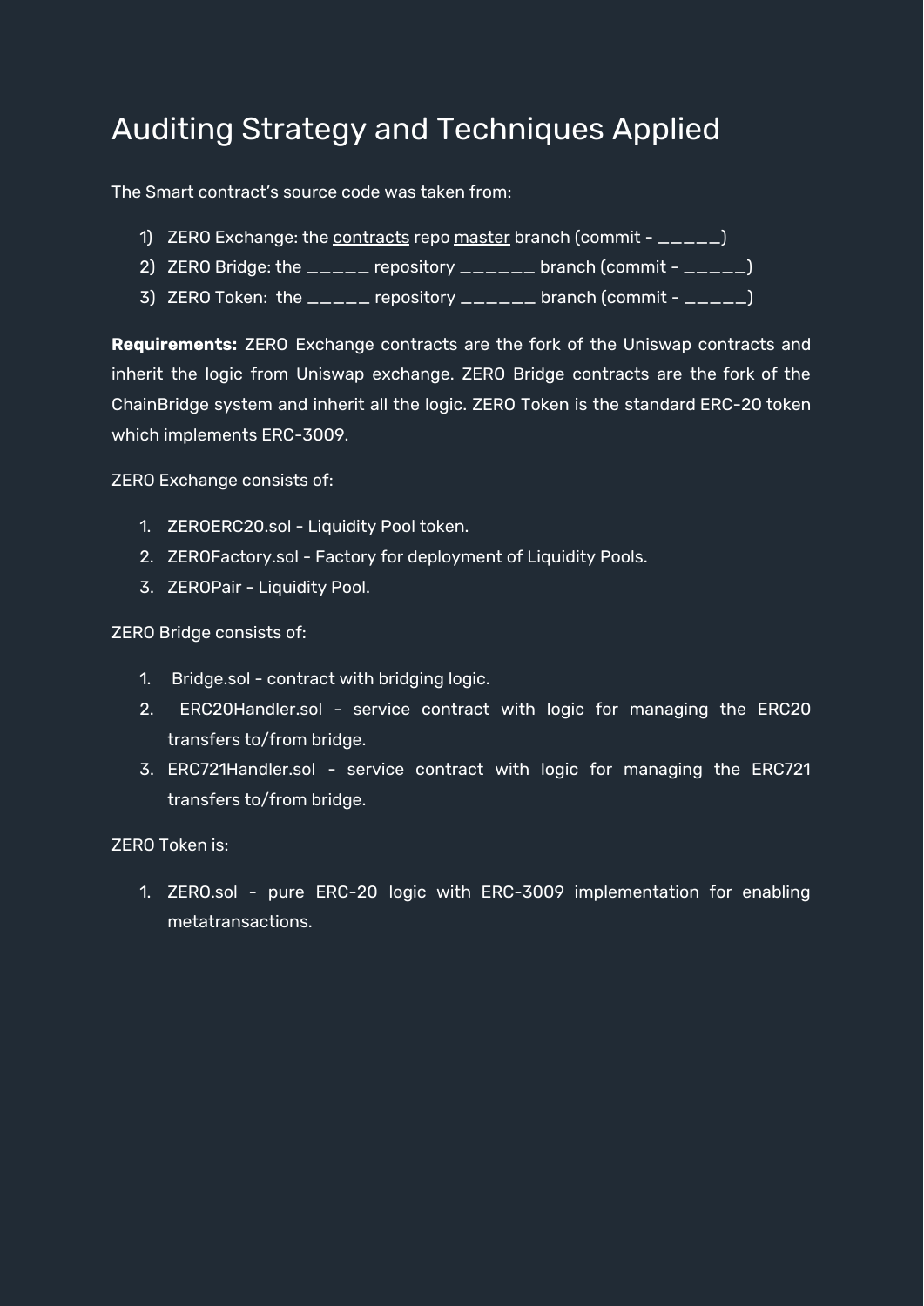# Auditing Strategy and Techniques Applied

The Smart contract's source code was taken from:

1) ZERO Exchange: the <u>contracts</u> repo <u>master</u> branch (commit - _____)
2) ZERO Bridge: the _____ repository ______ branch (commit - _____)
3) ZERO Token: the _____ repository ______ branch (commit - _____)

**Requirements:** ZERO Exchange contracts are the fork of the Uniswap contracts and inherit the logic from Uniswap exchange. ZERO Bridge contracts are the fork of the ChainBridge system and inherit all the logic. ZERO Token is the standard ERC-20 token which implements ERC-3009.

ZERO Exchange consists of:

1. ZEROERC20.sol - Liquidity Pool token.
2. ZEROFactory.sol - Factory for deployment of Liquidity Pools.
3. ZEROPair - Liquidity Pool.

ZERO Bridge consists of:

1. Bridge.sol - contract with bridging logic.
2. ERC20Handler.sol - service contract with logic for managing the ERC20 transfers to/from bridge.
3. ERC721Handler.sol - service contract with logic for managing the ERC721 transfers to/from bridge.

ZERO Token is:

1. ZERO.sol - pure ERC-20 logic with ERC-3009 implementation for enabling metatransactions.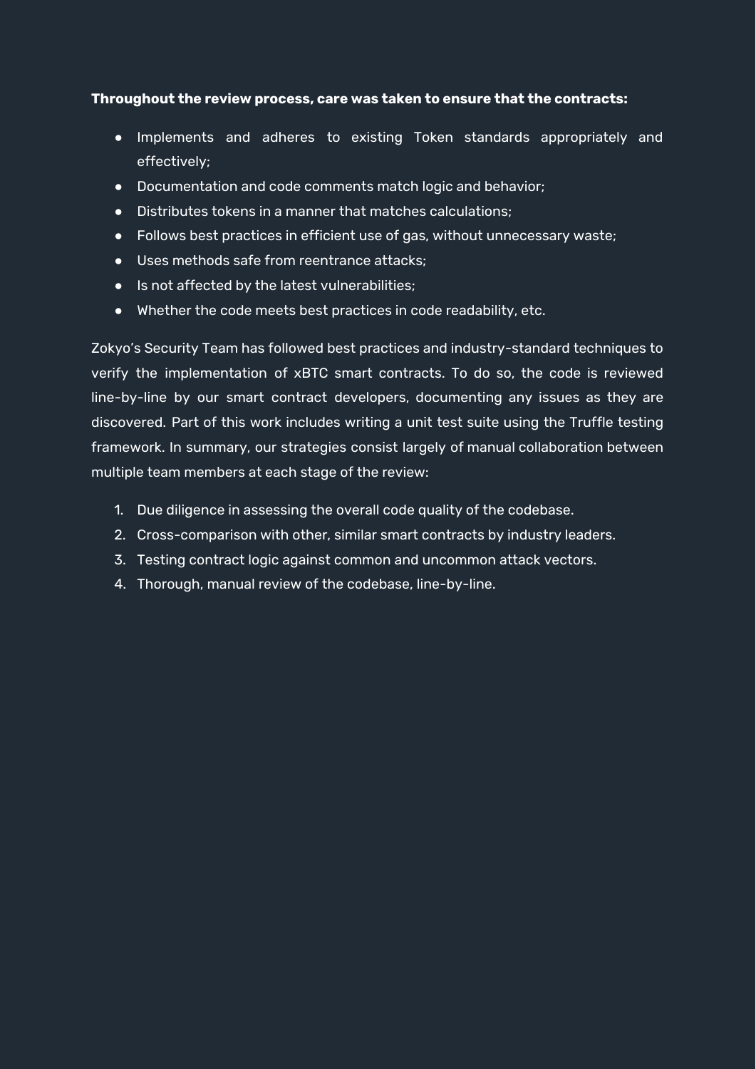**Throughout the review process, care was taken to ensure that the contracts:**

- Implements and adheres to existing Token standards appropriately and effectively;
- Documentation and code comments match logic and behavior;
- Distributes tokens in a manner that matches calculations;
- Follows best practices in efficient use of gas, without unnecessary waste;
- Uses methods safe from reentrance attacks;
- Is not affected by the latest vulnerabilities;
- Whether the code meets best practices in code readability, etc.

Zokyo's Security Team has followed best practices and industry-standard techniques to verify the implementation of xBTC smart contracts. To do so, the code is reviewed line-by-line by our smart contract developers, documenting any issues as they are discovered. Part of this work includes writing a unit test suite using the Truffle testing framework. In summary, our strategies consist largely of manual collaboration between multiple team members at each stage of the review:

1. Due diligence in assessing the overall code quality of the codebase.
2. Cross-comparison with other, similar smart contracts by industry leaders.
3. Testing contract logic against common and uncommon attack vectors.
4. Thorough, manual review of the codebase, line-by-line.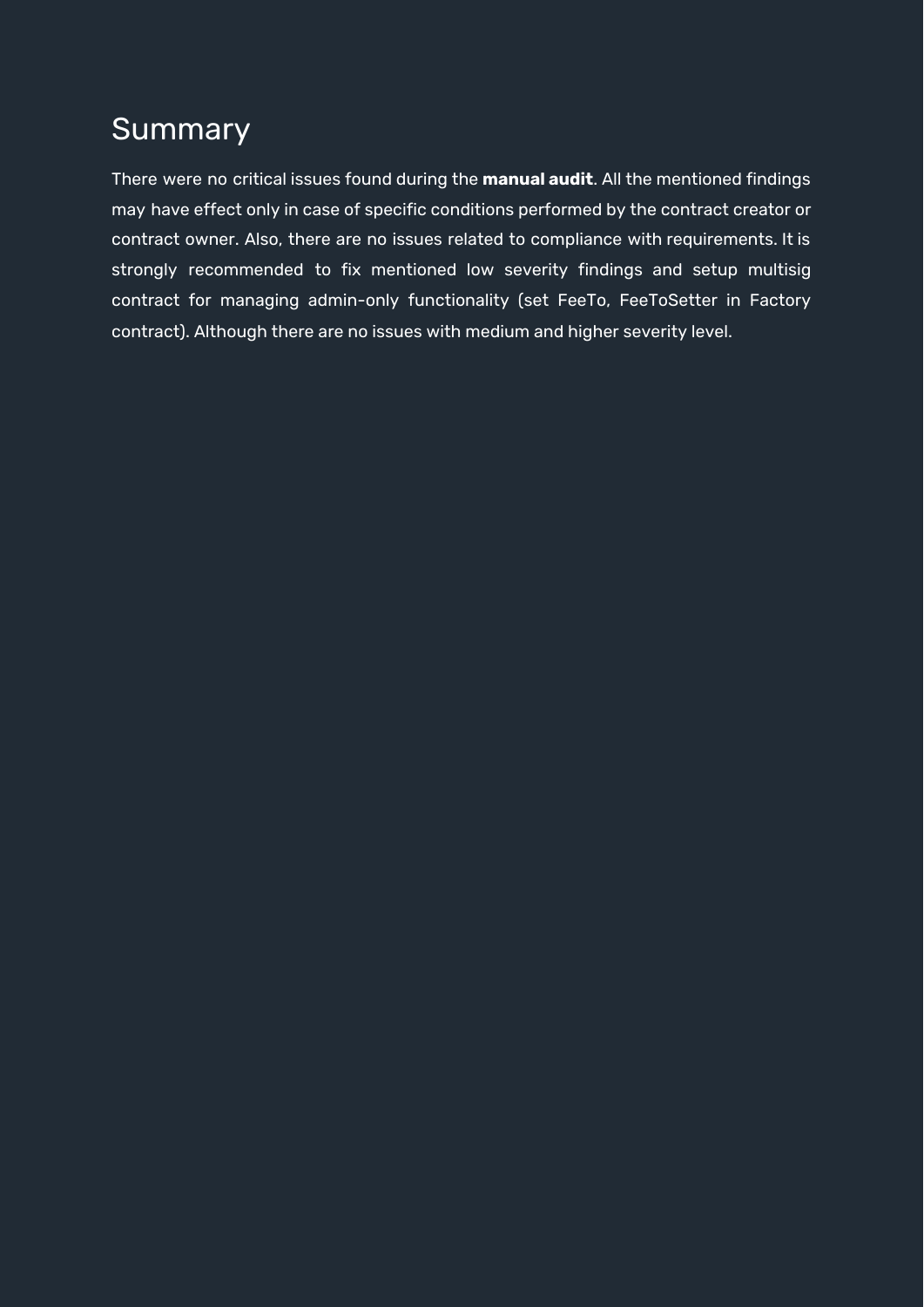# Summary

There were no critical issues found during the **manual audit**. All the mentioned findings may have effect only in case of specific conditions performed by the contract creator or contract owner. Also, there are no issues related to compliance with requirements. It is strongly recommended to fix mentioned low severity findings and setup multisig contract for managing admin-only functionality (set FeeTo, FeeToSetter in Factory contract). Although there are no issues with medium and higher severity level.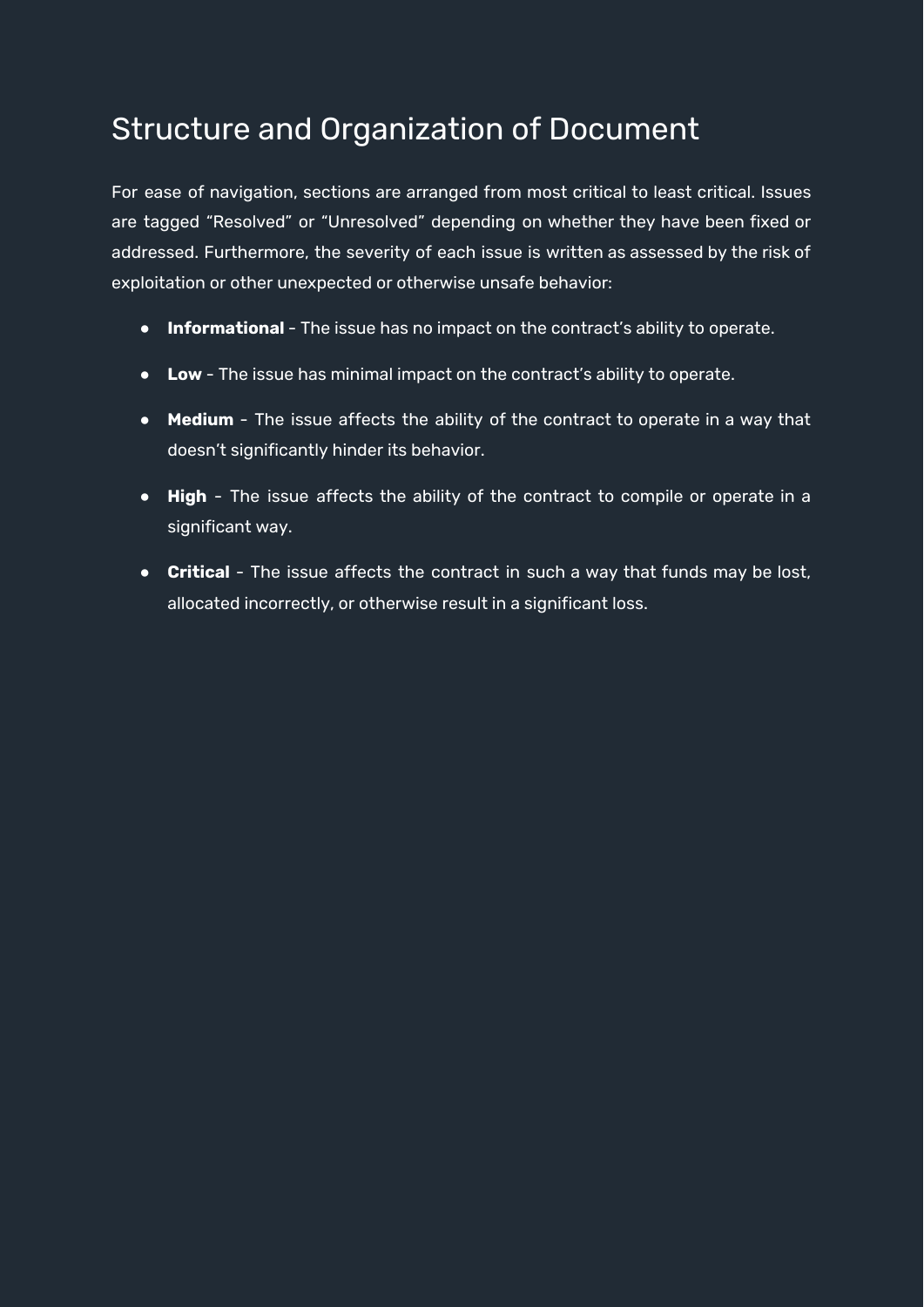# Structure and Organization of Document

For ease of navigation, sections are arranged from most critical to least critical. Issues are tagged "Resolved" or "Unresolved" depending on whether they have been fixed or addressed. Furthermore, the severity of each issue is written as assessed by the risk of exploitation or other unexpected or otherwise unsafe behavior:

- **Informational** - The issue has no impact on the contract's ability to operate.
- **Low** - The issue has minimal impact on the contract's ability to operate.
- **Medium** - The issue affects the ability of the contract to operate in a way that doesn't significantly hinder its behavior.
- **High** - The issue affects the ability of the contract to compile or operate in a significant way.
- **Critical** - The issue affects the contract in such a way that funds may be lost, allocated incorrectly, or otherwise result in a significant loss.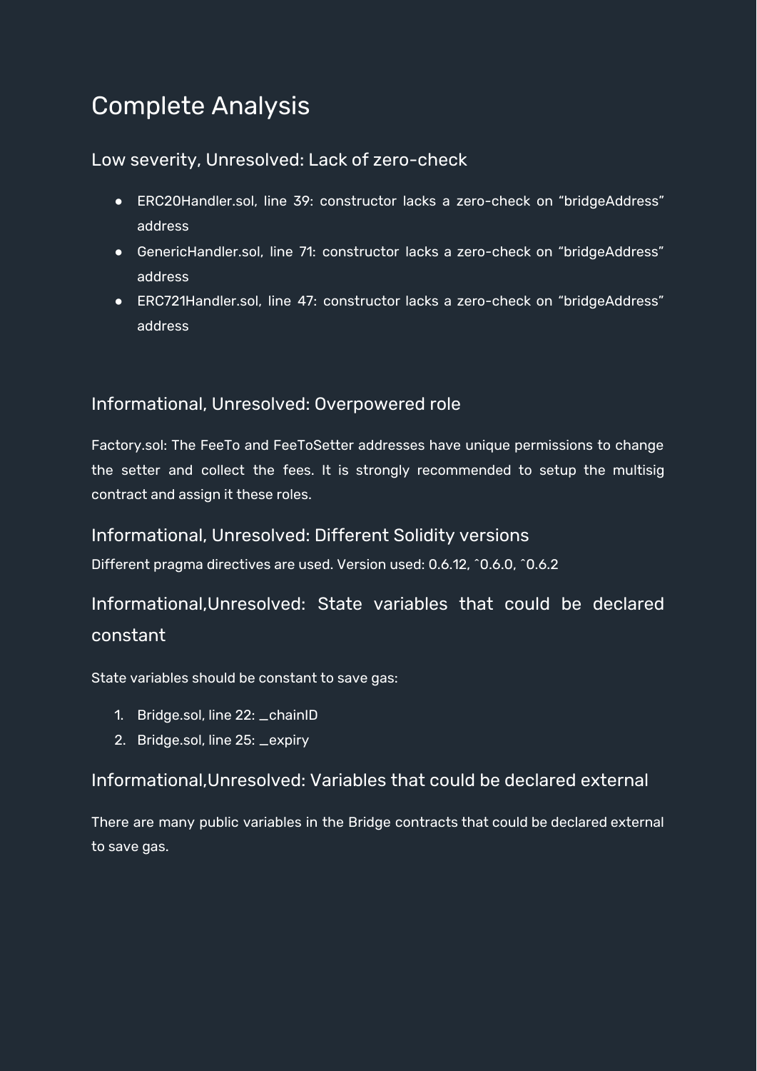# Complete Analysis

## Low severity, Unresolved: Lack of zero-check

- ERC20Handler.sol, line 39: constructor lacks a zero-check on “bridgeAddress” address
- GenericHandler.sol, line 71: constructor lacks a zero-check on “bridgeAddress” address
- ERC721Handler.sol, line 47: constructor lacks a zero-check on “bridgeAddress” address

## Informational, Unresolved: Overpowered role

Factory.sol: The FeeTo and FeeToSetter addresses have unique permissions to change the setter and collect the fees. It is strongly recommended to setup the multisig contract and assign it these roles.

## Informational, Unresolved: Different Solidity versions

Different pragma directives are used. Version used: 0.6.12, ^0.6.0, ^0.6.2

## Informational,Unresolved: State variables that could be declared constant

State variables should be constant to save gas:

1. Bridge.sol, line 22: _chainID
2. Bridge.sol, line 25: _expiry

## Informational,Unresolved: Variables that could be declared external

There are many public variables in the Bridge contracts that could be declared external to save gas.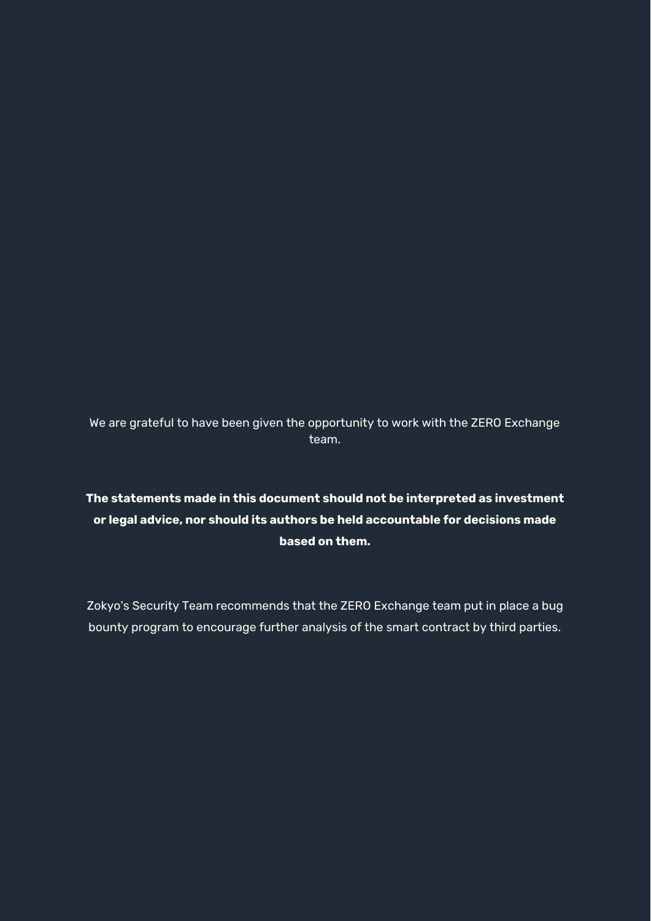We are grateful to have been given the opportunity to work with the ZERO Exchange team.

**The statements made in this document should not be interpreted as investment or legal advice, nor should its authors be held accountable for decisions made based on them.**

Zokyo's Security Team recommends that the ZERO Exchange team put in place a bug bounty program to encourage further analysis of the smart contract by third parties.